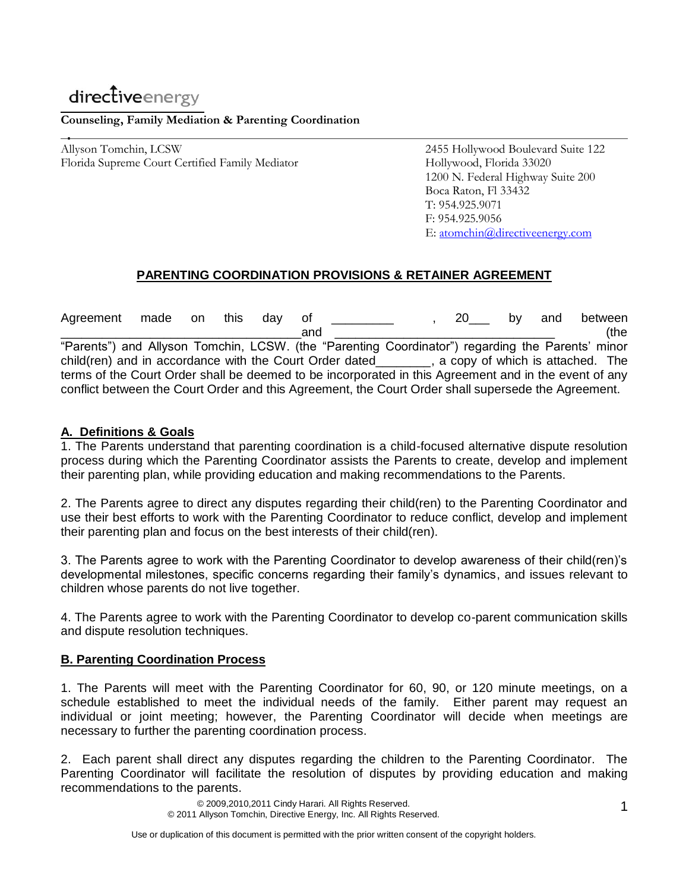directiveenergy

**Counseling, Family Mediation & Parenting Coordination**

Allyson Tomchin, LCSW
Florida Supreme Court Certified Family Mediator

2455 Hollywood Boulevard Suite 122
Hollywood, Florida 33020
1200 N. Federal Highway Suite 200
Boca Raton, Fl 33432
T: 954.925.9071
F: 954.925.9056
E: atomchin@directiveenergy.com

## PARENTING COORDINATION PROVISIONS & RETAINER AGREEMENT

Agreement made on this day of _________ , 20___ by and between ________________________________and ______________________________ (the "Parents") and Allyson Tomchin, LCSW. (the "Parenting Coordinator") regarding the Parents' minor child(ren) and in accordance with the Court Order dated________, a copy of which is attached. The terms of the Court Order shall be deemed to be incorporated in this Agreement and in the event of any conflict between the Court Order and this Agreement, the Court Order shall supersede the Agreement.

### A. Definitions & Goals

1. The Parents understand that parenting coordination is a child-focused alternative dispute resolution process during which the Parenting Coordinator assists the Parents to create, develop and implement their parenting plan, while providing education and making recommendations to the Parents.

2. The Parents agree to direct any disputes regarding their child(ren) to the Parenting Coordinator and use their best efforts to work with the Parenting Coordinator to reduce conflict, develop and implement their parenting plan and focus on the best interests of their child(ren).

3. The Parents agree to work with the Parenting Coordinator to develop awareness of their child(ren)'s developmental milestones, specific concerns regarding their family's dynamics, and issues relevant to children whose parents do not live together.

4. The Parents agree to work with the Parenting Coordinator to develop co-parent communication skills and dispute resolution techniques.

### B. Parenting Coordination Process

1. The Parents will meet with the Parenting Coordinator for 60, 90, or 120 minute meetings, on a schedule established to meet the individual needs of the family. Either parent may request an individual or joint meeting; however, the Parenting Coordinator will decide when meetings are necessary to further the parenting coordination process.

2. Each parent shall direct any disputes regarding the children to the Parenting Coordinator. The Parenting Coordinator will facilitate the resolution of disputes by providing education and making recommendations to the parents.

© 2009,2010,2011 Cindy Harari. All Rights Reserved.
© 2011 Allyson Tomchin, Directive Energy, Inc. All Rights Reserved.

Use or duplication of this document is permitted with the prior written consent of the copyright holders.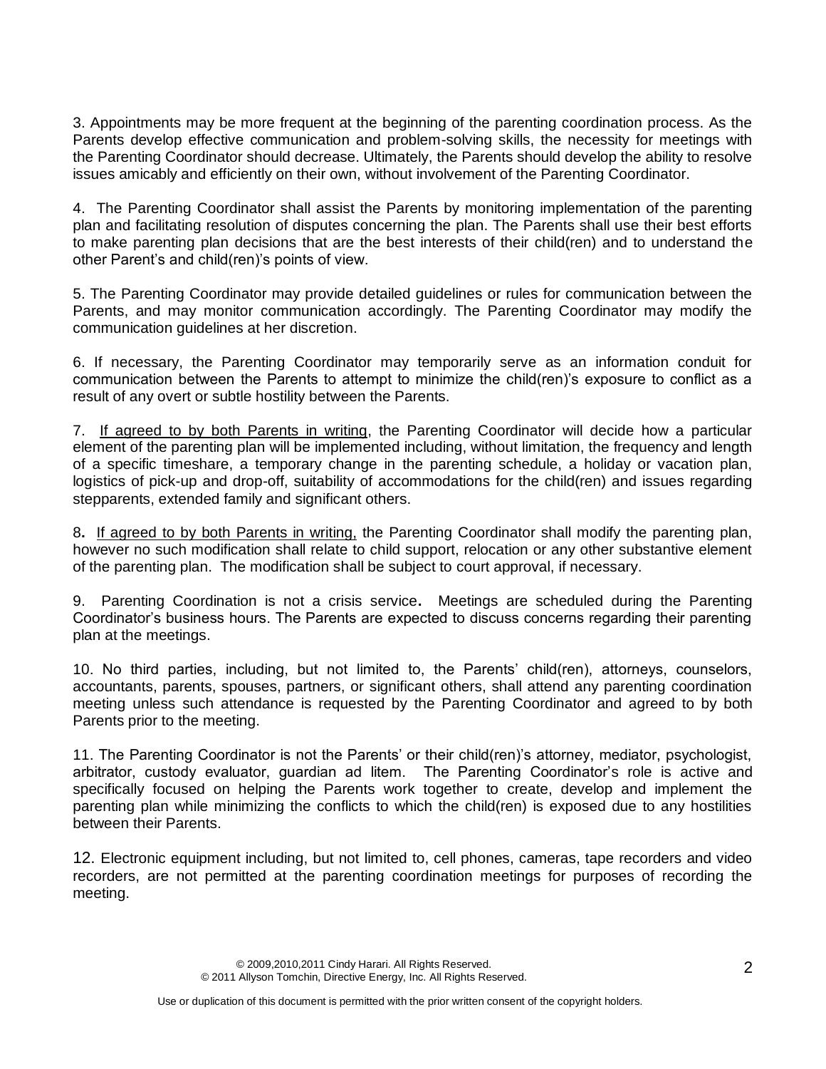3. Appointments may be more frequent at the beginning of the parenting coordination process. As the Parents develop effective communication and problem-solving skills, the necessity for meetings with the Parenting Coordinator should decrease. Ultimately, the Parents should develop the ability to resolve issues amicably and efficiently on their own, without involvement of the Parenting Coordinator.

4. The Parenting Coordinator shall assist the Parents by monitoring implementation of the parenting plan and facilitating resolution of disputes concerning the plan. The Parents shall use their best efforts to make parenting plan decisions that are the best interests of their child(ren) and to understand the other Parent's and child(ren)'s points of view.

5. The Parenting Coordinator may provide detailed guidelines or rules for communication between the Parents, and may monitor communication accordingly. The Parenting Coordinator may modify the communication guidelines at her discretion.

6. If necessary, the Parenting Coordinator may temporarily serve as an information conduit for communication between the Parents to attempt to minimize the child(ren)'s exposure to conflict as a result of any overt or subtle hostility between the Parents.

7. <u>If agreed to by both Parents in writing</u>, the Parenting Coordinator will decide how a particular element of the parenting plan will be implemented including, without limitation, the frequency and length of a specific timeshare, a temporary change in the parenting schedule, a holiday or vacation plan, logistics of pick-up and drop-off, suitability of accommodations for the child(ren) and issues regarding stepparents, extended family and significant others.

8**.** <u>If agreed to by both Parents in writing,</u> the Parenting Coordinator shall modify the parenting plan, however no such modification shall relate to child support, relocation or any other substantive element of the parenting plan. The modification shall be subject to court approval, if necessary.

9. Parenting Coordination is not a crisis service**.** Meetings are scheduled during the Parenting Coordinator's business hours. The Parents are expected to discuss concerns regarding their parenting plan at the meetings.

10. No third parties, including, but not limited to, the Parents' child(ren), attorneys, counselors, accountants, parents, spouses, partners, or significant others, shall attend any parenting coordination meeting unless such attendance is requested by the Parenting Coordinator and agreed to by both Parents prior to the meeting.

11. The Parenting Coordinator is not the Parents' or their child(ren)'s attorney, mediator, psychologist, arbitrator, custody evaluator, guardian ad litem. The Parenting Coordinator's role is active and specifically focused on helping the Parents work together to create, develop and implement the parenting plan while minimizing the conflicts to which the child(ren) is exposed due to any hostilities between their Parents.

12. Electronic equipment including, but not limited to, cell phones, cameras, tape recorders and video recorders, are not permitted at the parenting coordination meetings for purposes of recording the meeting.

© 2009,2010,2011 Cindy Harari. All Rights Reserved.
© 2011 Allyson Tomchin, Directive Energy, Inc. All Rights Reserved.

Use or duplication of this document is permitted with the prior written consent of the copyright holders.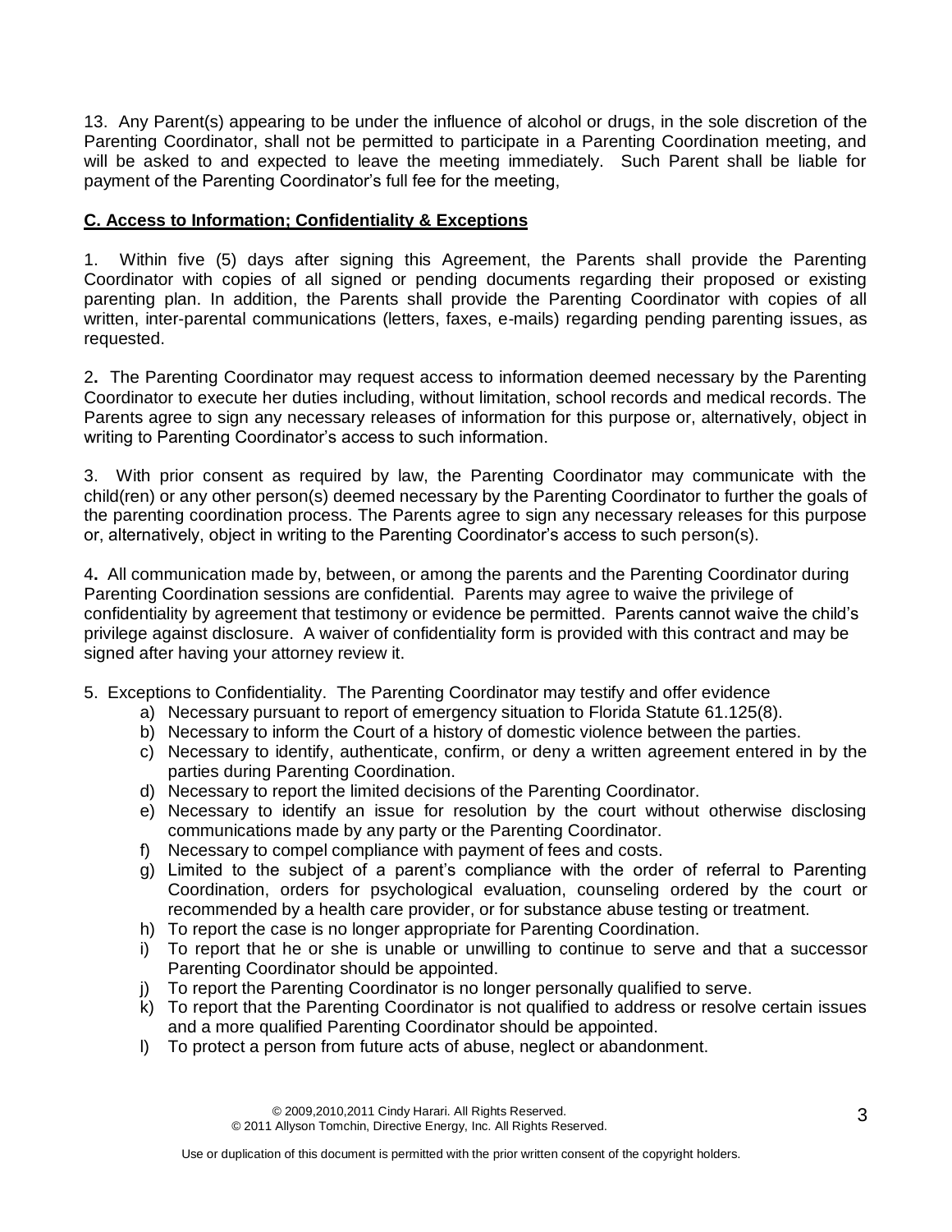13. Any Parent(s) appearing to be under the influence of alcohol or drugs, in the sole discretion of the Parenting Coordinator, shall not be permitted to participate in a Parenting Coordination meeting, and will be asked to and expected to leave the meeting immediately. Such Parent shall be liable for payment of the Parenting Coordinator's full fee for the meeting,

**C. Access to Information; Confidentiality & Exceptions**

1. Within five (5) days after signing this Agreement, the Parents shall provide the Parenting Coordinator with copies of all signed or pending documents regarding their proposed or existing parenting plan. In addition, the Parents shall provide the Parenting Coordinator with copies of all written, inter-parental communications (letters, faxes, e-mails) regarding pending parenting issues, as requested.

2. The Parenting Coordinator may request access to information deemed necessary by the Parenting Coordinator to execute her duties including, without limitation, school records and medical records. The Parents agree to sign any necessary releases of information for this purpose or, alternatively, object in writing to Parenting Coordinator's access to such information.

3. With prior consent as required by law, the Parenting Coordinator may communicate with the child(ren) or any other person(s) deemed necessary by the Parenting Coordinator to further the goals of the parenting coordination process. The Parents agree to sign any necessary releases for this purpose or, alternatively, object in writing to the Parenting Coordinator's access to such person(s).

4. All communication made by, between, or among the parents and the Parenting Coordinator during Parenting Coordination sessions are confidential. Parents may agree to waive the privilege of confidentiality by agreement that testimony or evidence be permitted. Parents cannot waive the child's privilege against disclosure. A waiver of confidentiality form is provided with this contract and may be signed after having your attorney review it.

5. Exceptions to Confidentiality. The Parenting Coordinator may testify and offer evidence

   a) Necessary pursuant to report of emergency situation to Florida Statute 61.125(8).
   b) Necessary to inform the Court of a history of domestic violence between the parties.
   c) Necessary to identify, authenticate, confirm, or deny a written agreement entered in by the parties during Parenting Coordination.
   d) Necessary to report the limited decisions of the Parenting Coordinator.
   e) Necessary to identify an issue for resolution by the court without otherwise disclosing communications made by any party or the Parenting Coordinator.
   f) Necessary to compel compliance with payment of fees and costs.
   g) Limited to the subject of a parent's compliance with the order of referral to Parenting Coordination, orders for psychological evaluation, counseling ordered by the court or recommended by a health care provider, or for substance abuse testing or treatment.
   h) To report the case is no longer appropriate for Parenting Coordination.
   i) To report that he or she is unable or unwilling to continue to serve and that a successor Parenting Coordinator should be appointed.
   j) To report the Parenting Coordinator is no longer personally qualified to serve.
   k) To report that the Parenting Coordinator is not qualified to address or resolve certain issues and a more qualified Parenting Coordinator should be appointed.
   l) To protect a person from future acts of abuse, neglect or abandonment.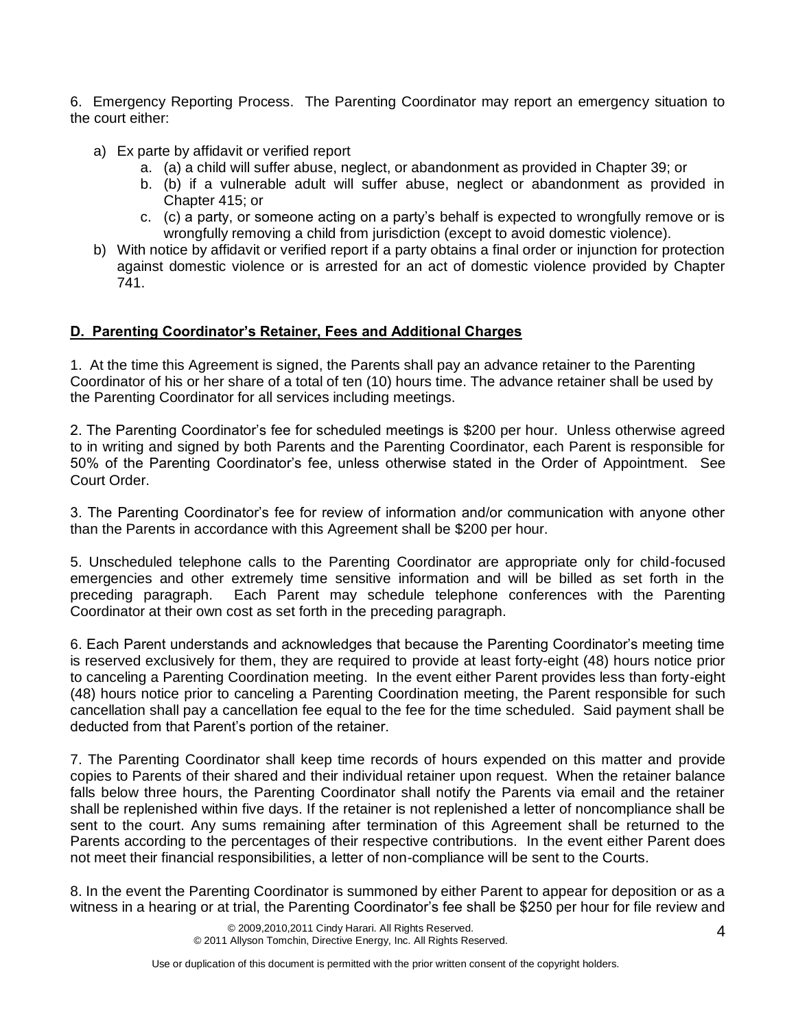6. Emergency Reporting Process. The Parenting Coordinator may report an emergency situation to the court either:

a) Ex parte by affidavit or verified report
   a. (a) a child will suffer abuse, neglect, or abandonment as provided in Chapter 39; or
   b. (b) if a vulnerable adult will suffer abuse, neglect or abandonment as provided in Chapter 415; or
   c. (c) a party, or someone acting on a party's behalf is expected to wrongfully remove or is wrongfully removing a child from jurisdiction (except to avoid domestic violence).
b) With notice by affidavit or verified report if a party obtains a final order or injunction for protection against domestic violence or is arrested for an act of domestic violence provided by Chapter 741.

**D. Parenting Coordinator's Retainer, Fees and Additional Charges**

1. At the time this Agreement is signed, the Parents shall pay an advance retainer to the Parenting Coordinator of his or her share of a total of ten (10) hours time. The advance retainer shall be used by the Parenting Coordinator for all services including meetings.

2. The Parenting Coordinator's fee for scheduled meetings is $200 per hour. Unless otherwise agreed to in writing and signed by both Parents and the Parenting Coordinator, each Parent is responsible for 50% of the Parenting Coordinator's fee, unless otherwise stated in the Order of Appointment. See Court Order.

3. The Parenting Coordinator's fee for review of information and/or communication with anyone other than the Parents in accordance with this Agreement shall be $200 per hour.

5. Unscheduled telephone calls to the Parenting Coordinator are appropriate only for child-focused emergencies and other extremely time sensitive information and will be billed as set forth in the preceding paragraph. Each Parent may schedule telephone conferences with the Parenting Coordinator at their own cost as set forth in the preceding paragraph.

6. Each Parent understands and acknowledges that because the Parenting Coordinator's meeting time is reserved exclusively for them, they are required to provide at least forty-eight (48) hours notice prior to canceling a Parenting Coordination meeting. In the event either Parent provides less than forty-eight (48) hours notice prior to canceling a Parenting Coordination meeting, the Parent responsible for such cancellation shall pay a cancellation fee equal to the fee for the time scheduled. Said payment shall be deducted from that Parent's portion of the retainer.

7. The Parenting Coordinator shall keep time records of hours expended on this matter and provide copies to Parents of their shared and their individual retainer upon request. When the retainer balance falls below three hours, the Parenting Coordinator shall notify the Parents via email and the retainer shall be replenished within five days. If the retainer is not replenished a letter of noncompliance shall be sent to the court. Any sums remaining after termination of this Agreement shall be returned to the Parents according to the percentages of their respective contributions. In the event either Parent does not meet their financial responsibilities, a letter of non-compliance will be sent to the Courts.

8. In the event the Parenting Coordinator is summoned by either Parent to appear for deposition or as a witness in a hearing or at trial, the Parenting Coordinator's fee shall be $250 per hour for file review and

© 2009,2010,2011 Cindy Harari. All Rights Reserved.
© 2011 Allyson Tomchin, Directive Energy, Inc. All Rights Reserved.

Use or duplication of this document is permitted with the prior written consent of the copyright holders.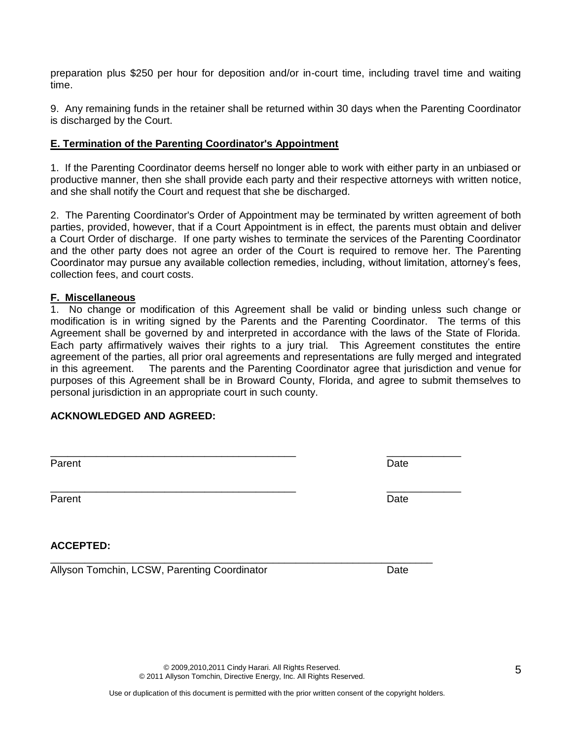preparation plus $250 per hour for deposition and/or in-court time, including travel time and waiting time.

9. Any remaining funds in the retainer shall be returned within 30 days when the Parenting Coordinator is discharged by the Court.

**E. Termination of the Parenting Coordinator's Appointment**

1. If the Parenting Coordinator deems herself no longer able to work with either party in an unbiased or productive manner, then she shall provide each party and their respective attorneys with written notice, and she shall notify the Court and request that she be discharged.

2. The Parenting Coordinator's Order of Appointment may be terminated by written agreement of both parties, provided, however, that if a Court Appointment is in effect, the parents must obtain and deliver a Court Order of discharge. If one party wishes to terminate the services of the Parenting Coordinator and the other party does not agree an order of the Court is required to remove her. The Parenting Coordinator may pursue any available collection remedies, including, without limitation, attorney's fees, collection fees, and court costs.

**F. Miscellaneous**

1. No change or modification of this Agreement shall be valid or binding unless such change or modification is in writing signed by the Parents and the Parenting Coordinator. The terms of this Agreement shall be governed by and interpreted in accordance with the laws of the State of Florida. Each party affirmatively waives their rights to a jury trial. This Agreement constitutes the entire agreement of the parties, all prior oral agreements and representations are fully merged and integrated in this agreement. The parents and the Parenting Coordinator agree that jurisdiction and venue for purposes of this Agreement shall be in Broward County, Florida, and agree to submit themselves to personal jurisdiction in an appropriate court in such county.

**ACKNOWLEDGED AND AGREED:**

_____________________________________________ _____________
Parent Date

_____________________________________________ _____________
Parent Date

**ACCEPTED:**

_____________________________________________________________________
Allyson Tomchin, LCSW, Parenting Coordinator Date

© 2009,2010,2011 Cindy Harari. All Rights Reserved.
© 2011 Allyson Tomchin, Directive Energy, Inc. All Rights Reserved.

Use or duplication of this document is permitted with the prior written consent of the copyright holders.